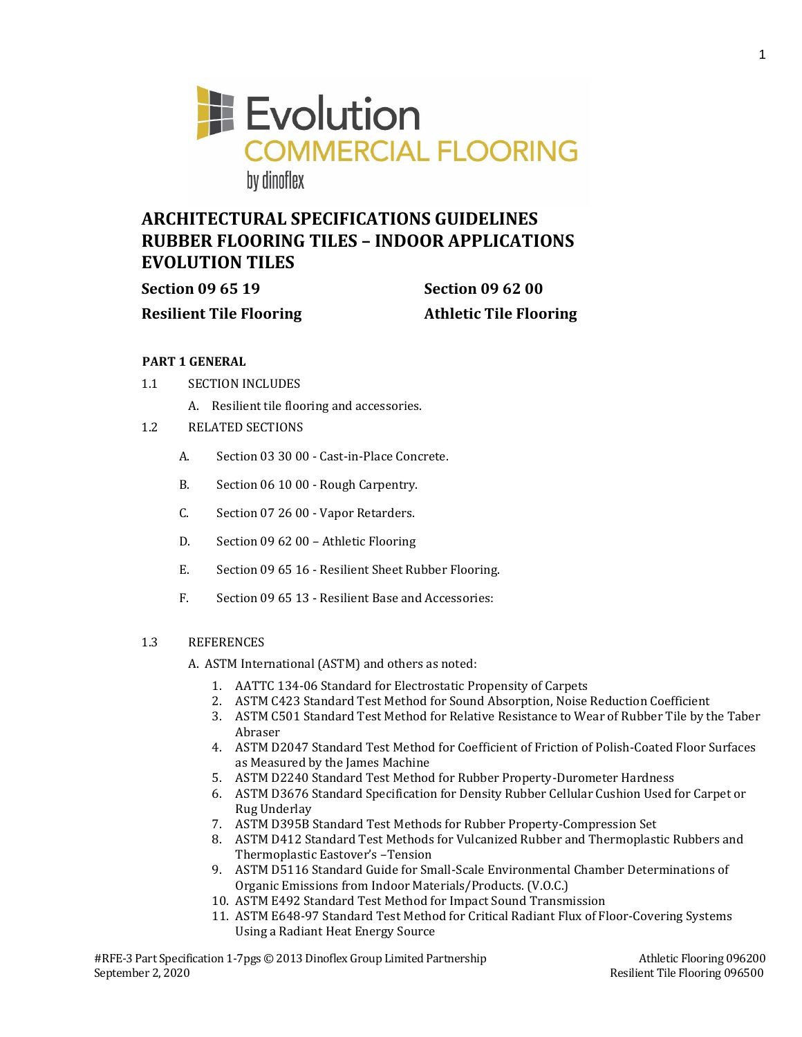Evolution COMMERCIAL FLOORING by dinoflex

# ARCHITECTURAL SPECIFICATIONS GUIDELINES RUBBER FLOORING TILES – INDOOR APPLICATIONS EVOLUTION TILES

**Section 09 65 19** | **Section 09 62 00**

**Resilient Tile Flooring** | **Athletic Tile Flooring**

## PART 1 GENERAL

1.1 SECTION INCLUDES

A. Resilient tile flooring and accessories.

1.2 RELATED SECTIONS

A. Section 03 30 00 - Cast-in-Place Concrete.

B. Section 06 10 00 - Rough Carpentry.

C. Section 07 26 00 - Vapor Retarders.

D. Section 09 62 00 – Athletic Flooring

E. Section 09 65 16 - Resilient Sheet Rubber Flooring.

F. Section 09 65 13 - Resilient Base and Accessories:

1.3 REFERENCES

A. ASTM International (ASTM) and others as noted:

1. AATTC 134-06 Standard for Electrostatic Propensity of Carpets
2. ASTM C423 Standard Test Method for Sound Absorption, Noise Reduction Coefficient
3. ASTM C501 Standard Test Method for Relative Resistance to Wear of Rubber Tile by the Taber Abraser
4. ASTM D2047 Standard Test Method for Coefficient of Friction of Polish-Coated Floor Surfaces as Measured by the James Machine
5. ASTM D2240 Standard Test Method for Rubber Property-Durometer Hardness
6. ASTM D3676 Standard Specification for Density Rubber Cellular Cushion Used for Carpet or Rug Underlay
7. ASTM D395B Standard Test Methods for Rubber Property-Compression Set
8. ASTM D412 Standard Test Methods for Vulcanized Rubber and Thermoplastic Rubbers and Thermoplastic Eastover's –Tension
9. ASTM D5116 Standard Guide for Small-Scale Environmental Chamber Determinations of Organic Emissions from Indoor Materials/Products. (V.O.C.)
10. ASTM E492 Standard Test Method for Impact Sound Transmission
11. ASTM E648-97 Standard Test Method for Critical Radiant Flux of Floor-Covering Systems Using a Radiant Heat Energy Source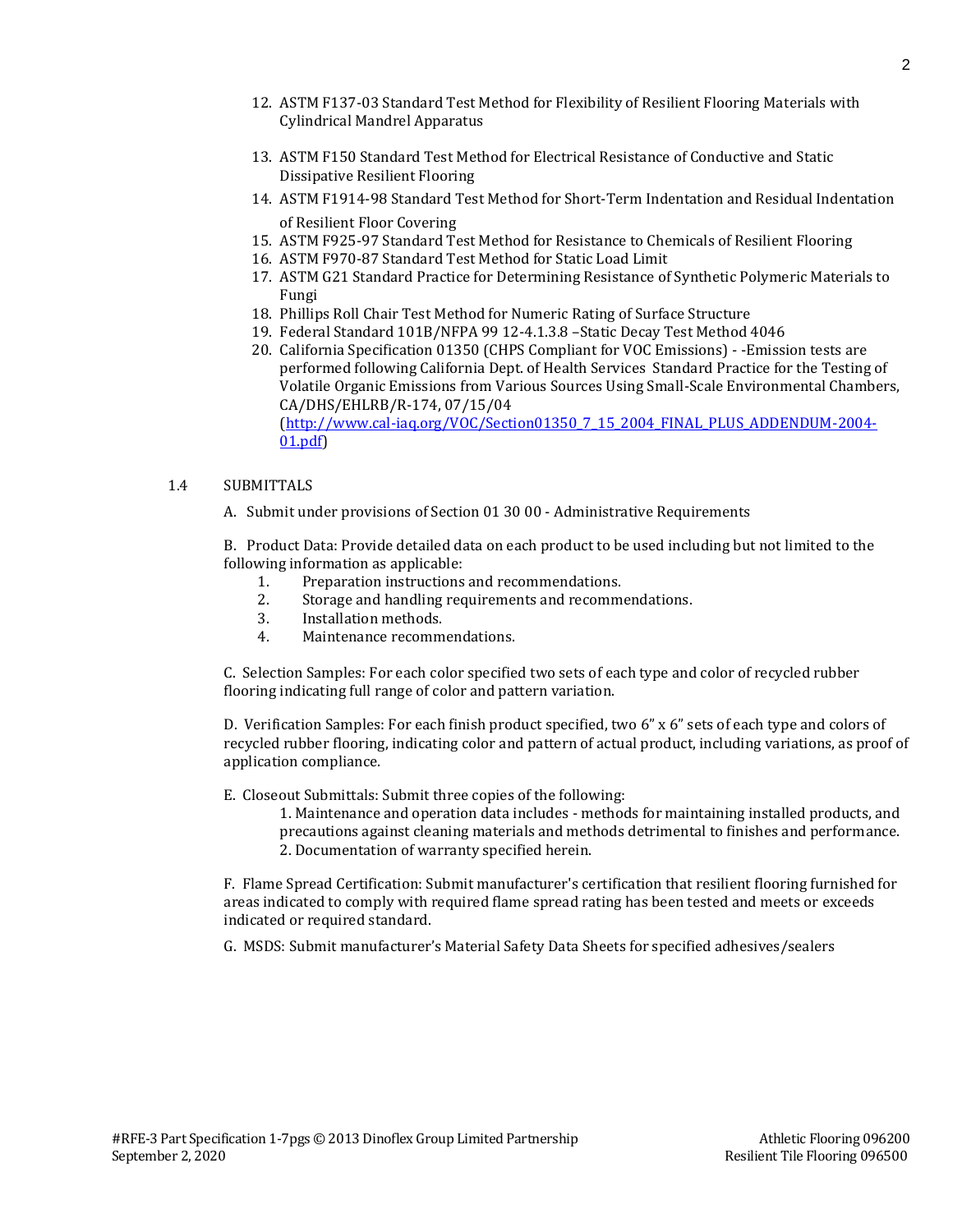12. ASTM F137-03 Standard Test Method for Flexibility of Resilient Flooring Materials with Cylindrical Mandrel Apparatus
13. ASTM F150 Standard Test Method for Electrical Resistance of Conductive and Static Dissipative Resilient Flooring
14. ASTM F1914-98 Standard Test Method for Short-Term Indentation and Residual Indentation of Resilient Floor Covering
15. ASTM F925-97 Standard Test Method for Resistance to Chemicals of Resilient Flooring
16. ASTM F970-87 Standard Test Method for Static Load Limit
17. ASTM G21 Standard Practice for Determining Resistance of Synthetic Polymeric Materials to Fungi
18. Phillips Roll Chair Test Method for Numeric Rating of Surface Structure
19. Federal Standard 101B/NFPA 99 12-4.1.3.8 –Static Decay Test Method 4046
20. California Specification 01350 (CHPS Compliant for VOC Emissions) - -Emission tests are performed following California Dept. of Health Services Standard Practice for the Testing of Volatile Organic Emissions from Various Sources Using Small-Scale Environmental Chambers, CA/DHS/EHLRB/R-174, 07/15/04 (http://www.cal-iaq.org/VOC/Section01350_7_15_2004_FINAL_PLUS_ADDENDUM-2004-01.pdf)

1.4 SUBMITTALS

A. Submit under provisions of Section 01 30 00 - Administrative Requirements

B. Product Data: Provide detailed data on each product to be used including but not limited to the following information as applicable:

1. Preparation instructions and recommendations.
2. Storage and handling requirements and recommendations.
3. Installation methods.
4. Maintenance recommendations.

C. Selection Samples: For each color specified two sets of each type and color of recycled rubber flooring indicating full range of color and pattern variation.

D. Verification Samples: For each finish product specified, two 6" x 6" sets of each type and colors of recycled rubber flooring, indicating color and pattern of actual product, including variations, as proof of application compliance.

E. Closeout Submittals: Submit three copies of the following:

1. Maintenance and operation data includes - methods for maintaining installed products, and precautions against cleaning materials and methods detrimental to finishes and performance.
2. Documentation of warranty specified herein.

F. Flame Spread Certification: Submit manufacturer's certification that resilient flooring furnished for areas indicated to comply with required flame spread rating has been tested and meets or exceeds indicated or required standard.

G. MSDS: Submit manufacturer's Material Safety Data Sheets for specified adhesives/sealers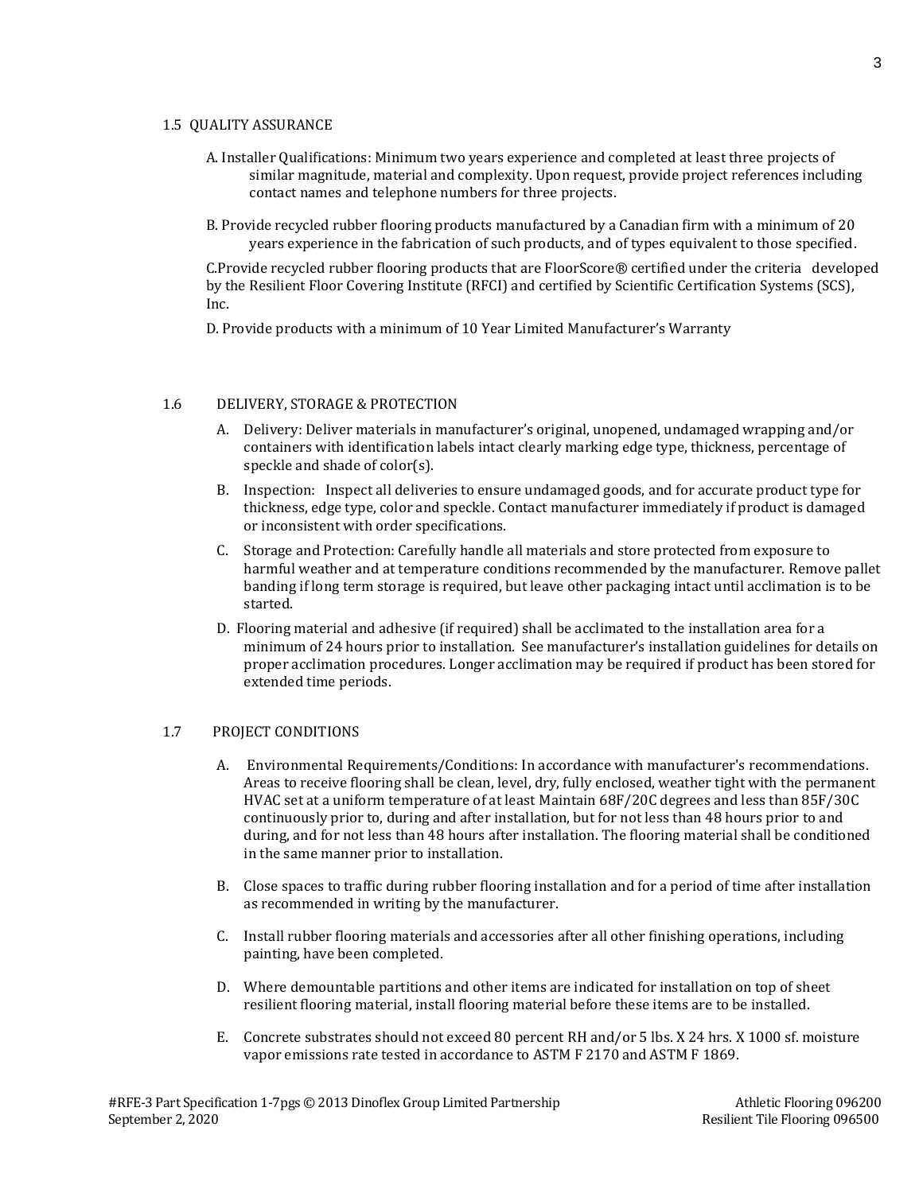### 1.5 QUALITY ASSURANCE

A. Installer Qualifications: Minimum two years experience and completed at least three projects of similar magnitude, material and complexity. Upon request, provide project references including contact names and telephone numbers for three projects.

B. Provide recycled rubber flooring products manufactured by a Canadian firm with a minimum of 20 years experience in the fabrication of such products, and of types equivalent to those specified.

C.Provide recycled rubber flooring products that are FloorScore® certified under the criteria developed by the Resilient Floor Covering Institute (RFCI) and certified by Scientific Certification Systems (SCS), Inc.

D. Provide products with a minimum of 10 Year Limited Manufacturer's Warranty

### 1.6 DELIVERY, STORAGE & PROTECTION

A. Delivery: Deliver materials in manufacturer's original, unopened, undamaged wrapping and/or containers with identification labels intact clearly marking edge type, thickness, percentage of speckle and shade of color(s).

B. Inspection: Inspect all deliveries to ensure undamaged goods, and for accurate product type for thickness, edge type, color and speckle. Contact manufacturer immediately if product is damaged or inconsistent with order specifications.

C. Storage and Protection: Carefully handle all materials and store protected from exposure to harmful weather and at temperature conditions recommended by the manufacturer. Remove pallet banding if long term storage is required, but leave other packaging intact until acclimation is to be started.

D. Flooring material and adhesive (if required) shall be acclimated to the installation area for a minimum of 24 hours prior to installation. See manufacturer's installation guidelines for details on proper acclimation procedures. Longer acclimation may be required if product has been stored for extended time periods.

### 1.7 PROJECT CONDITIONS

A. Environmental Requirements/Conditions: In accordance with manufacturer's recommendations. Areas to receive flooring shall be clean, level, dry, fully enclosed, weather tight with the permanent HVAC set at a uniform temperature of at least Maintain 68F/20C degrees and less than 85F/30C continuously prior to, during and after installation, but for not less than 48 hours prior to and during, and for not less than 48 hours after installation. The flooring material shall be conditioned in the same manner prior to installation.

B. Close spaces to traffic during rubber flooring installation and for a period of time after installation as recommended in writing by the manufacturer.

C. Install rubber flooring materials and accessories after all other finishing operations, including painting, have been completed.

D. Where demountable partitions and other items are indicated for installation on top of sheet resilient flooring material, install flooring material before these items are to be installed.

E. Concrete substrates should not exceed 80 percent RH and/or 5 lbs. X 24 hrs. X 1000 sf. moisture vapor emissions rate tested in accordance to ASTM F 2170 and ASTM F 1869.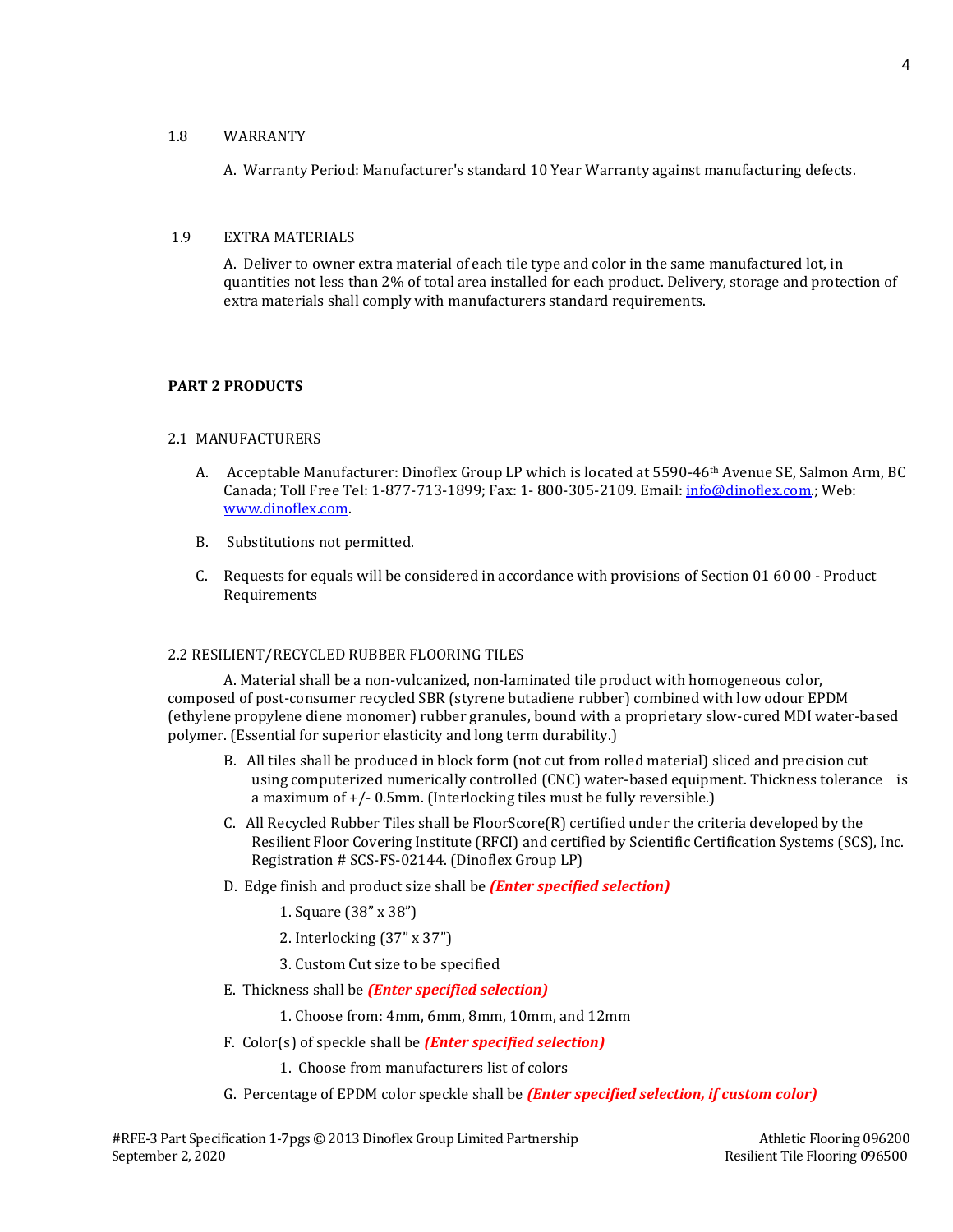1.8 WARRANTY

A. Warranty Period: Manufacturer's standard 10 Year Warranty against manufacturing defects.

1.9 EXTRA MATERIALS

A. Deliver to owner extra material of each tile type and color in the same manufactured lot, in quantities not less than 2% of total area installed for each product. Delivery, storage and protection of extra materials shall comply with manufacturers standard requirements.

**PART 2 PRODUCTS**

2.1 MANUFACTURERS

A. Acceptable Manufacturer: Dinoflex Group LP which is located at 5590-46th Avenue SE, Salmon Arm, BC Canada; Toll Free Tel: 1-877-713-1899; Fax: 1- 800-305-2109. Email: info@dinoflex.com.; Web: www.dinoflex.com.

B. Substitutions not permitted.

C. Requests for equals will be considered in accordance with provisions of Section 01 60 00 - Product Requirements

2.2 RESILIENT/RECYCLED RUBBER FLOORING TILES

A. Material shall be a non-vulcanized, non-laminated tile product with homogeneous color, composed of post-consumer recycled SBR (styrene butadiene rubber) combined with low odour EPDM (ethylene propylene diene monomer) rubber granules, bound with a proprietary slow-cured MDI water-based polymer. (Essential for superior elasticity and long term durability.)

B. All tiles shall be produced in block form (not cut from rolled material) sliced and precision cut using computerized numerically controlled (CNC) water-based equipment. Thickness tolerance is a maximum of +/- 0.5mm. (Interlocking tiles must be fully reversible.)

C. All Recycled Rubber Tiles shall be FloorScore(R) certified under the criteria developed by the Resilient Floor Covering Institute (RFCI) and certified by Scientific Certification Systems (SCS), Inc. Registration # SCS-FS-02144. (Dinoflex Group LP)

D. Edge finish and product size shall be ***(Enter specified selection)***

1. Square (38" x 38")
2. Interlocking (37" x 37")
3. Custom Cut size to be specified

E. Thickness shall be ***(Enter specified selection)***

1. Choose from: 4mm, 6mm, 8mm, 10mm, and 12mm

F. Color(s) of speckle shall be ***(Enter specified selection)***

1. Choose from manufacturers list of colors

G. Percentage of EPDM color speckle shall be ***(Enter specified selection, if custom color)***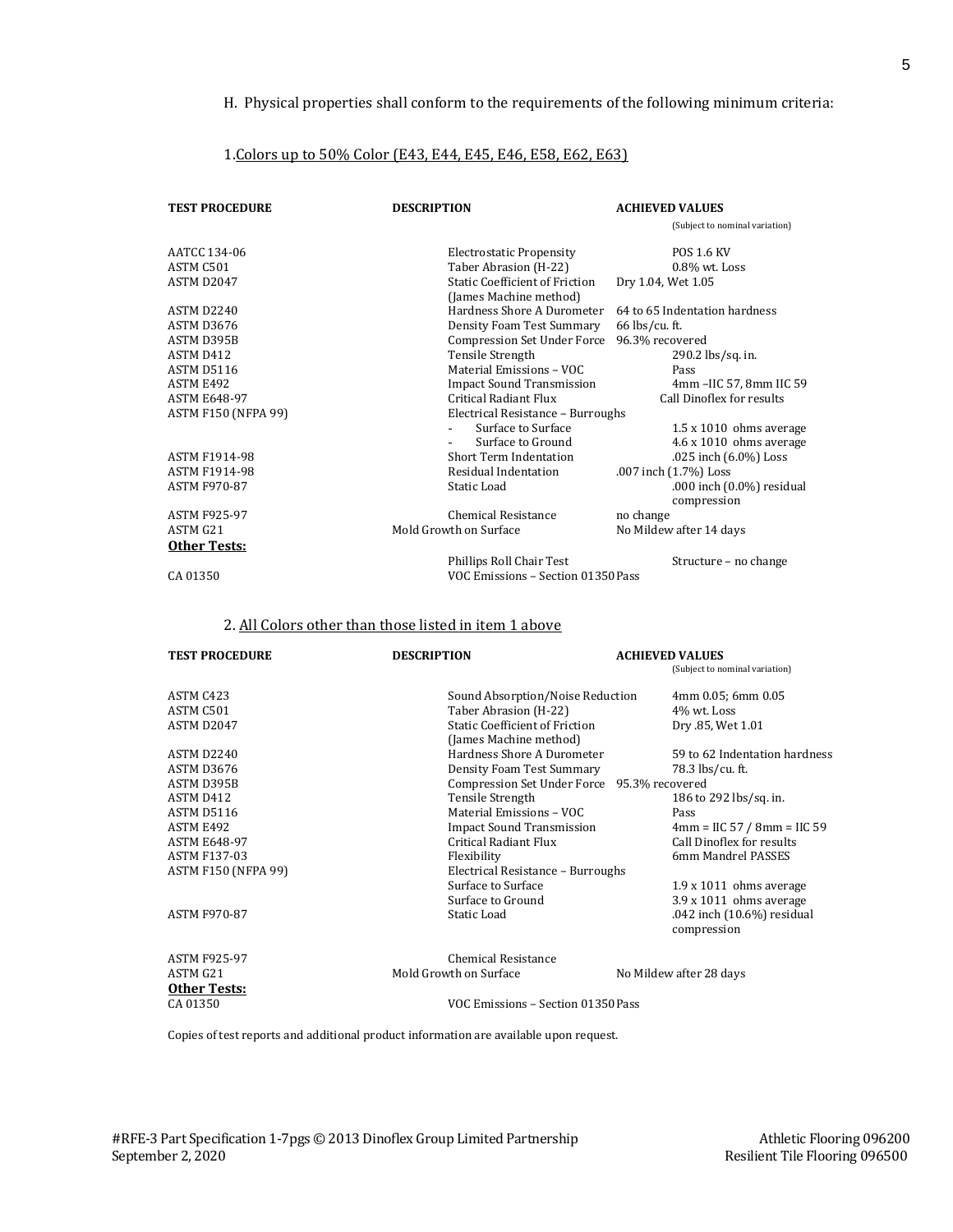H. Physical properties shall conform to the requirements of the following minimum criteria:

1. Colors up to 50% Color (E43, E44, E45, E46, E58, E62, E63)

| TEST PROCEDURE | DESCRIPTION | ACHIEVED VALUES (Subject to nominal variation) |
|---|---|---|
| AATCC 134-06 | Electrostatic Propensity | POS 1.6 KV |
| ASTM C501 | Taber Abrasion (H-22) | 0.8% wt. Loss |
| ASTM D2047 | Static Coefficient of Friction (James Machine method) | Dry 1.04, Wet 1.05 |
| ASTM D2240 | Hardness Shore A Durometer | 64 to 65 Indentation hardness |
| ASTM D3676 | Density Foam Test Summary | 66 lbs/cu. ft. |
| ASTM D395B | Compression Set Under Force | 96.3% recovered |
| ASTM D412 | Tensile Strength | 290.2 lbs/sq. in. |
| ASTM D5116 | Material Emissions – VOC | Pass |
| ASTM E492 | Impact Sound Transmission | 4mm –IIC 57, 8mm IIC 59 |
| ASTM E648-97 | Critical Radiant Flux | Call Dinoflex for results |
| ASTM F150 (NFPA 99) | Electrical Resistance – Burroughs | |
| | - Surface to Surface | 1.5 x 1010 ohms average |
| | - Surface to Ground | 4.6 x 1010 ohms average |
| ASTM F1914-98 | Short Term Indentation | .025 inch (6.0%) Loss |
| ASTM F1914-98 | Residual Indentation | .007 inch (1.7%) Loss |
| ASTM F970-87 | Static Load | .000 inch (0.0%) residual compression |
| ASTM F925-97 | Chemical Resistance | no change |
| ASTM G21 | Mold Growth on Surface | No Mildew after 14 days |
| **Other Tests:** | | |
| | Phillips Roll Chair Test | Structure – no change |
| CA 01350 | VOC Emissions – Section 01350 | Pass |

2. All Colors other than those listed in item 1 above

| TEST PROCEDURE | DESCRIPTION | ACHIEVED VALUES (Subject to nominal variation) |
|---|---|---|
| ASTM C423 | Sound Absorption/Noise Reduction | 4mm 0.05; 6mm 0.05 |
| ASTM C501 | Taber Abrasion (H-22) | 4% wt. Loss |
| ASTM D2047 | Static Coefficient of Friction (James Machine method) | Dry .85, Wet 1.01 |
| ASTM D2240 | Hardness Shore A Durometer | 59 to 62 Indentation hardness |
| ASTM D3676 | Density Foam Test Summary | 78.3 lbs/cu. ft. |
| ASTM D395B | Compression Set Under Force | 95.3% recovered |
| ASTM D412 | Tensile Strength | 186 to 292 lbs/sq. in. |
| ASTM D5116 | Material Emissions – VOC | Pass |
| ASTM E492 | Impact Sound Transmission | 4mm = IIC 57 / 8mm = IIC 59 |
| ASTM E648-97 | Critical Radiant Flux | Call Dinoflex for results |
| ASTM F137-03 | Flexibility | 6mm Mandrel PASSES |
| ASTM F150 (NFPA 99) | Electrical Resistance – Burroughs | |
| | Surface to Surface | 1.9 x 1011 ohms average |
| | Surface to Ground | 3.9 x 1011 ohms average |
| ASTM F970-87 | Static Load | .042 inch (10.6%) residual compression |
| ASTM F925-97 | Chemical Resistance | |
| ASTM G21 | Mold Growth on Surface | No Mildew after 28 days |
| **Other Tests:** | | |
| CA 01350 | VOC Emissions – Section 01350 | Pass |

Copies of test reports and additional product information are available upon request.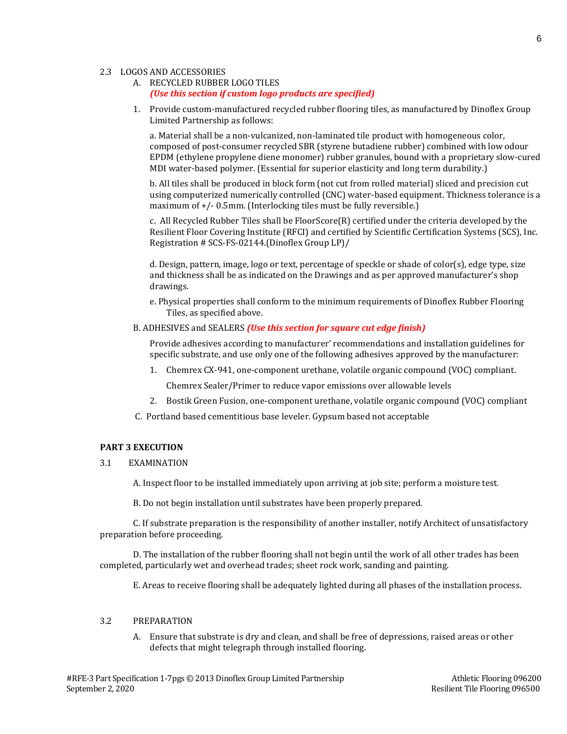2.3 LOGOS AND ACCESSORIES

A. RECYCLED RUBBER LOGO TILES
***(Use this section if custom logo products are specified)***

1. Provide custom-manufactured recycled rubber flooring tiles, as manufactured by Dinoflex Group Limited Partnership as follows:

   a. Material shall be a non-vulcanized, non-laminated tile product with homogeneous color, composed of post-consumer recycled SBR (styrene butadiene rubber) combined with low odour EPDM (ethylene propylene diene monomer) rubber granules, bound with a proprietary slow-cured MDI water-based polymer. (Essential for superior elasticity and long term durability.)

   b. All tiles shall be produced in block form (not cut from rolled material) sliced and precision cut using computerized numerically controlled (CNC) water-based equipment. Thickness tolerance is a maximum of +/- 0.5mm. (Interlocking tiles must be fully reversible.)

   c. All Recycled Rubber Tiles shall be FloorScore(R) certified under the criteria developed by the Resilient Floor Covering Institute (RFCI) and certified by Scientific Certification Systems (SCS), Inc. Registration # SCS-FS-02144.(Dinoflex Group LP)/

   d. Design, pattern, image, logo or text, percentage of speckle or shade of color(s), edge type, size and thickness shall be as indicated on the Drawings and as per approved manufacturer's shop drawings.

   e. Physical properties shall conform to the minimum requirements of Dinoflex Rubber Flooring Tiles, as specified above.

B. ADHESIVES and SEALERS ***(Use this section for square cut edge finish)***

Provide adhesives according to manufacturer' recommendations and installation guidelines for specific substrate, and use only one of the following adhesives approved by the manufacturer:

1. Chemrex CX-941, one-component urethane, volatile organic compound (VOC) compliant.

   Chemrex Sealer/Primer to reduce vapor emissions over allowable levels

2. Bostik Green Fusion, one-component urethane, volatile organic compound (VOC) compliant

C. Portland based cementitious base leveler. Gypsum based not acceptable

**PART 3 EXECUTION**

3.1 EXAMINATION

A. Inspect floor to be installed immediately upon arriving at job site; perform a moisture test.

B. Do not begin installation until substrates have been properly prepared.

C. If substrate preparation is the responsibility of another installer, notify Architect of unsatisfactory preparation before proceeding.

D. The installation of the rubber flooring shall not begin until the work of all other trades has been completed, particularly wet and overhead trades; sheet rock work, sanding and painting.

E. Areas to receive flooring shall be adequately lighted during all phases of the installation process.

3.2 PREPARATION

A. Ensure that substrate is dry and clean, and shall be free of depressions, raised areas or other defects that might telegraph through installed flooring.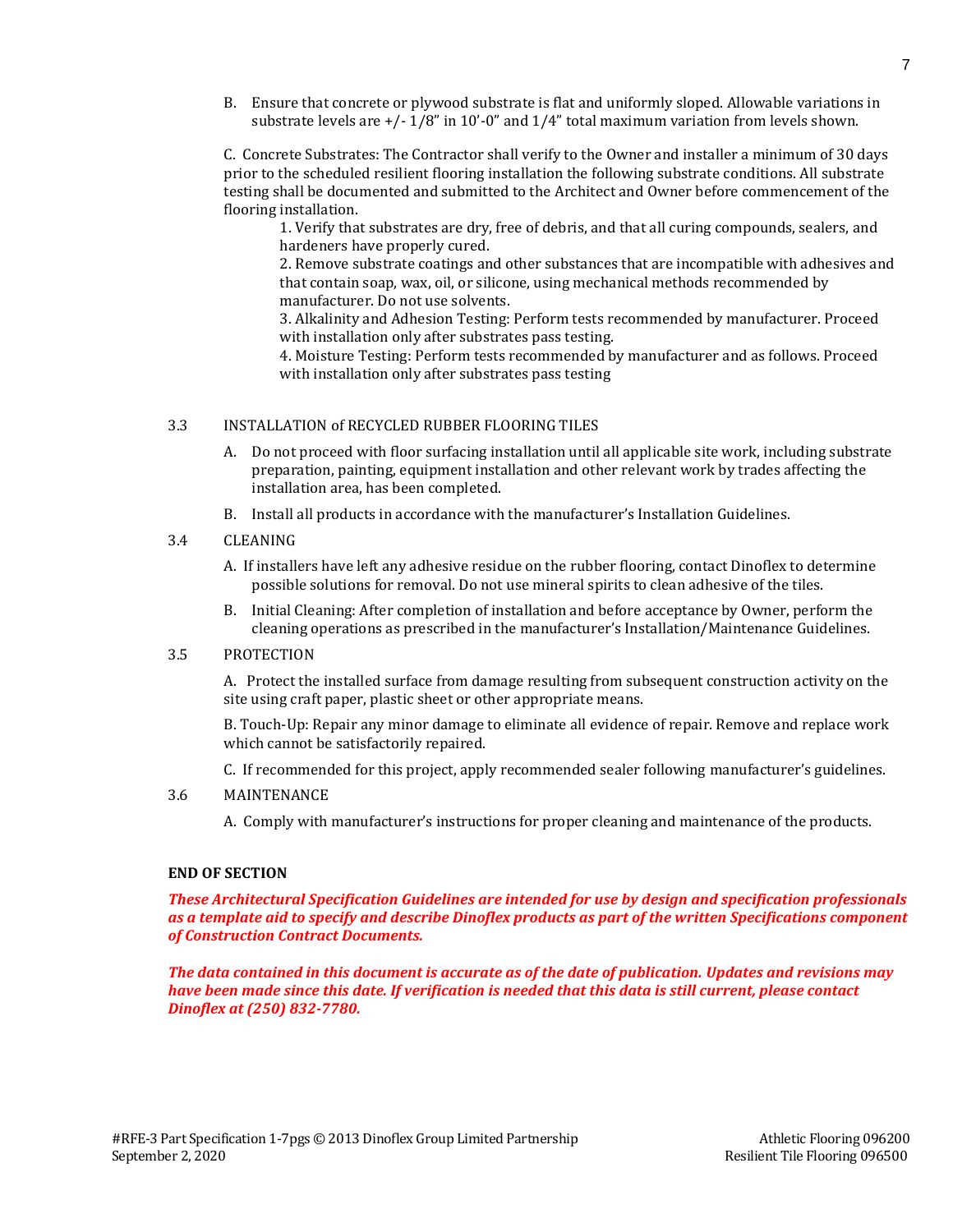B. Ensure that concrete or plywood substrate is flat and uniformly sloped. Allowable variations in substrate levels are +/- 1/8" in 10'-0" and 1/4" total maximum variation from levels shown.

C. Concrete Substrates: The Contractor shall verify to the Owner and installer a minimum of 30 days prior to the scheduled resilient flooring installation the following substrate conditions. All substrate testing shall be documented and submitted to the Architect and Owner before commencement of the flooring installation.

1. Verify that substrates are dry, free of debris, and that all curing compounds, sealers, and hardeners have properly cured.
2. Remove substrate coatings and other substances that are incompatible with adhesives and that contain soap, wax, oil, or silicone, using mechanical methods recommended by manufacturer. Do not use solvents.
3. Alkalinity and Adhesion Testing: Perform tests recommended by manufacturer. Proceed with installation only after substrates pass testing.
4. Moisture Testing: Perform tests recommended by manufacturer and as follows. Proceed with installation only after substrates pass testing

3.3 INSTALLATION of RECYCLED RUBBER FLOORING TILES

A. Do not proceed with floor surfacing installation until all applicable site work, including substrate preparation, painting, equipment installation and other relevant work by trades affecting the installation area, has been completed.

B. Install all products in accordance with the manufacturer's Installation Guidelines.

3.4 CLEANING

A. If installers have left any adhesive residue on the rubber flooring, contact Dinoflex to determine possible solutions for removal. Do not use mineral spirits to clean adhesive of the tiles.

B. Initial Cleaning: After completion of installation and before acceptance by Owner, perform the cleaning operations as prescribed in the manufacturer's Installation/Maintenance Guidelines.

3.5 PROTECTION

A. Protect the installed surface from damage resulting from subsequent construction activity on the site using craft paper, plastic sheet or other appropriate means.

B. Touch-Up: Repair any minor damage to eliminate all evidence of repair. Remove and replace work which cannot be satisfactorily repaired.

C. If recommended for this project, apply recommended sealer following manufacturer's guidelines.

3.6 MAINTENANCE

A. Comply with manufacturer's instructions for proper cleaning and maintenance of the products.

**END OF SECTION**

***These Architectural Specification Guidelines are intended for use by design and specification professionals as a template aid to specify and describe Dinoflex products as part of the written Specifications component of Construction Contract Documents.***

***The data contained in this document is accurate as of the date of publication. Updates and revisions may have been made since this date. If verification is needed that this data is still current, please contact Dinoflex at (250) 832-7780.***

#RFE-3 Part Specification 1-7pgs © 2013 Dinoflex Group Limited Partnership
September 2, 2020

Athletic Flooring 096200
Resilient Tile Flooring 096500